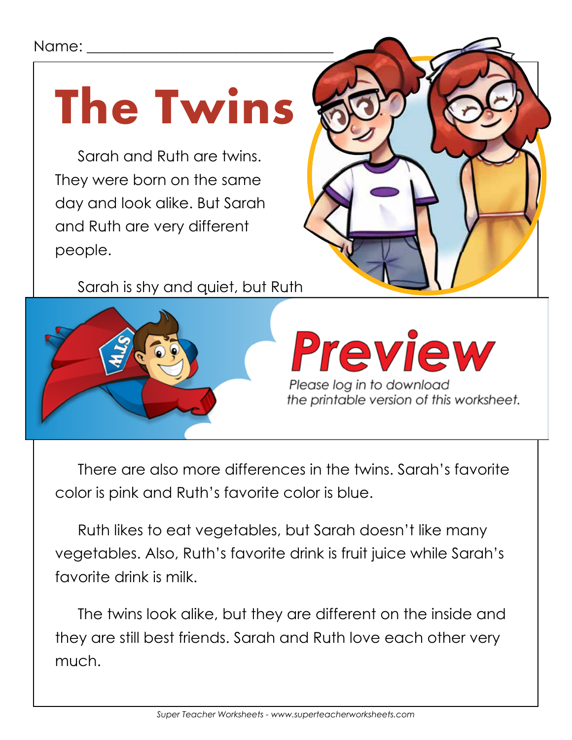Name: ___________________________

# The Twins

Sarah and Ruth are twins. They were born on the same day and look alike. But Sarah and Ruth are very different people.

Sarah is shy and quiet, but Ruth

**Preview**

*Please log in to download the printable version of this worksheet.*

There are also more differences in the twins. Sarah's favorite color is pink and Ruth's favorite color is blue.

Ruth likes to eat vegetables, but Sarah doesn't like many vegetables. Also, Ruth's favorite drink is fruit juice while Sarah's favorite drink is milk.

The twins look alike, but they are different on the inside and they are still best friends. Sarah and Ruth love each other very much.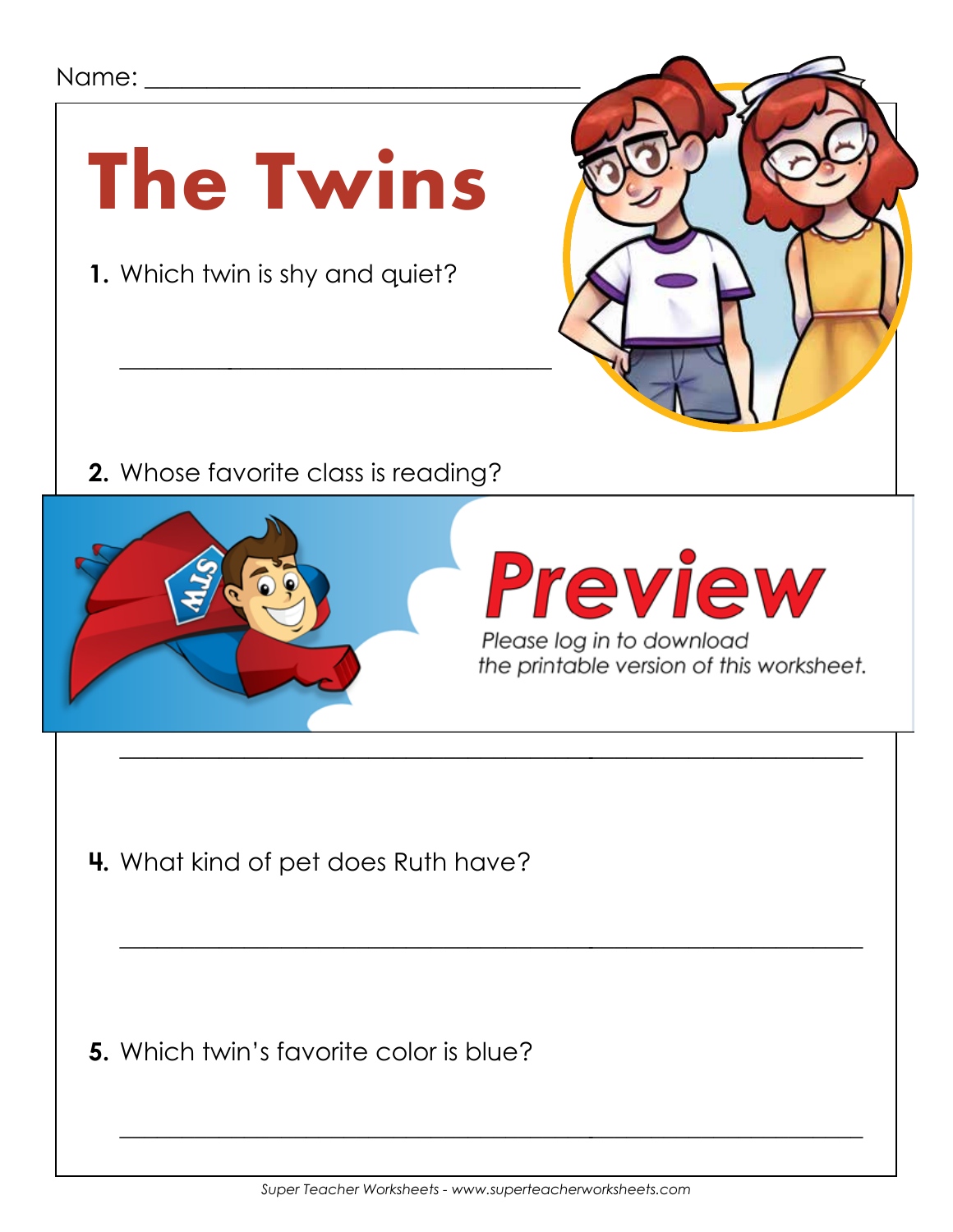Name: ___________________________________

# The Twins

**1.** Which twin is shy and quiet?

___________________________________

**2.** Whose favorite class is reading?

**Preview**

*Please log in to download the printable version of this worksheet.*

___________________________________

**4.** What kind of pet does Ruth have?

___________________________________

**5.** Which twin's favorite color is blue?

___________________________________

*Super Teacher Worksheets - www.superteacherworksheets.com*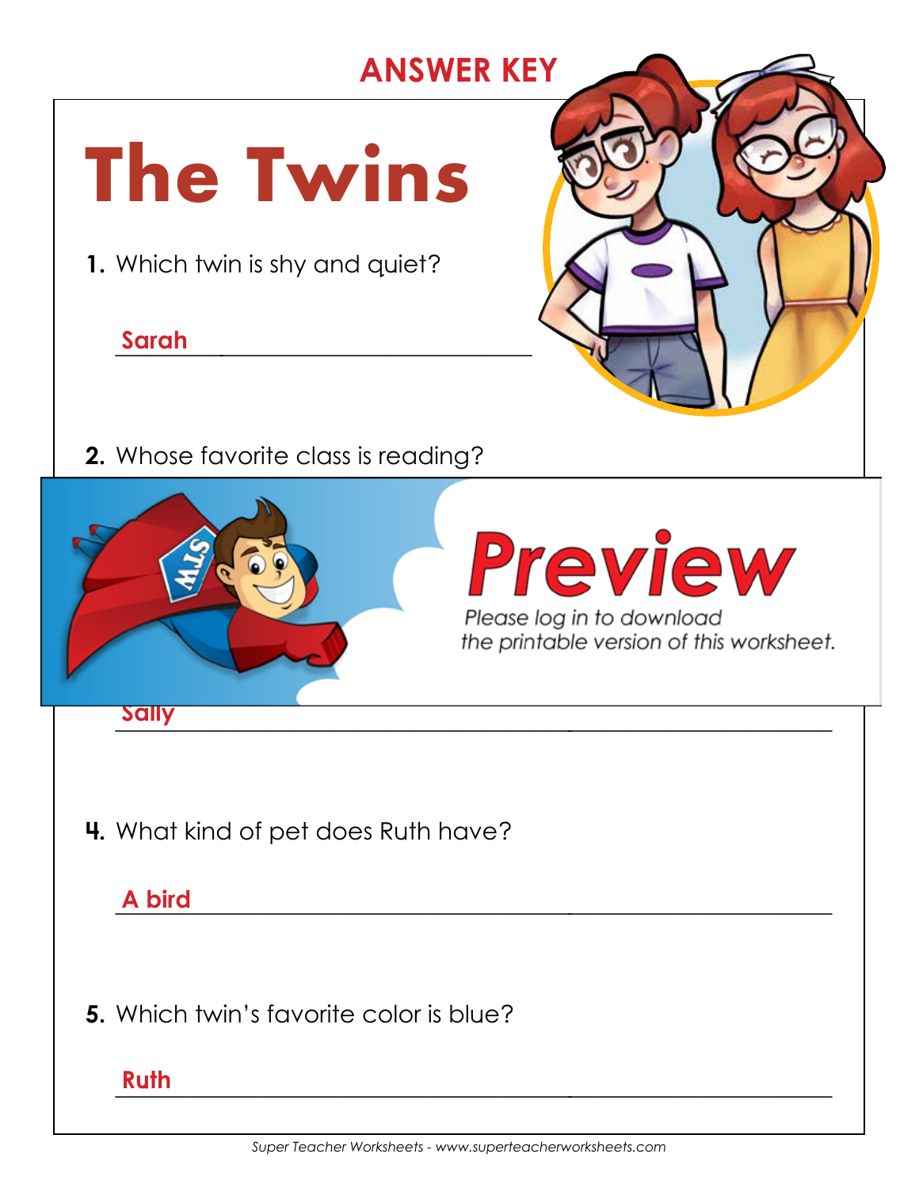ANSWER KEY

# The Twins

**1.** Which twin is shy and quiet?

Sarah

**2.** Whose favorite class is reading?

Preview

Please log in to download the printable version of this worksheet.

Sally

**4.** What kind of pet does Ruth have?

A bird

**5.** Which twin's favorite color is blue?

Ruth